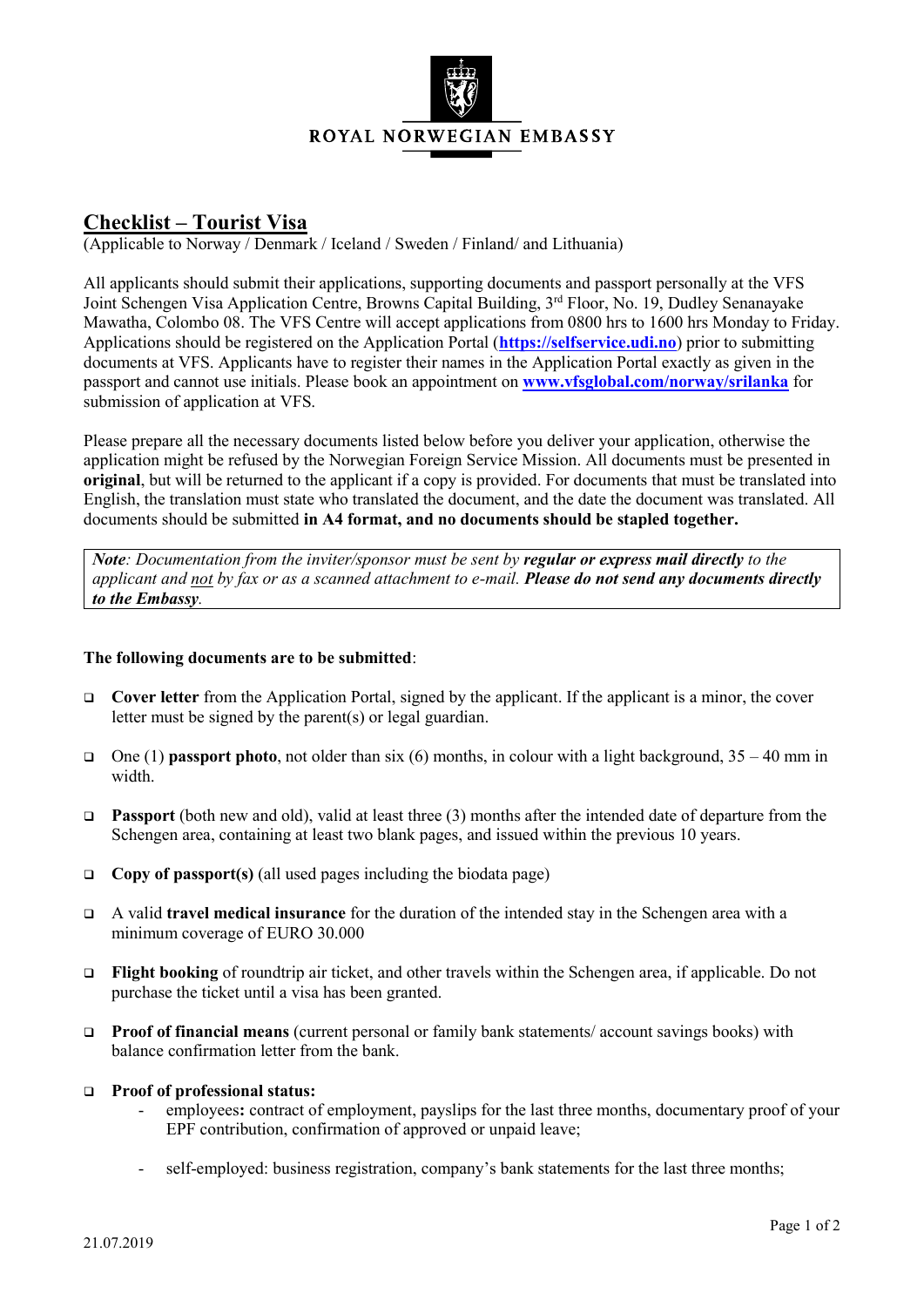ROYAL NORWEGIAN EMBASSY

# Checklist – Tourist Visa

(Applicable to Norway / Denmark / Iceland / Sweden / Finland/ and Lithuania)

All applicants should submit their applications, supporting documents and passport personally at the VFS Joint Schengen Visa Application Centre, Browns Capital Building, 3rd Floor, No. 19, Dudley Senanayake Mawatha, Colombo 08. The VFS Centre will accept applications from 0800 hrs to 1600 hrs Monday to Friday. Applications should be registered on the Application Portal (**https://selfservice.udi.no**) prior to submitting documents at VFS. Applicants have to register their names in the Application Portal exactly as given in the passport and cannot use initials. Please book an appointment on **www.vfsglobal.com/norway/srilanka** for submission of application at VFS.

Please prepare all the necessary documents listed below before you deliver your application, otherwise the application might be refused by the Norwegian Foreign Service Mission. All documents must be presented in **original**, but will be returned to the applicant if a copy is provided. For documents that must be translated into English, the translation must state who translated the document, and the date the document was translated. All documents should be submitted **in A4 format, and no documents should be stapled together.**

> ***Note****: Documentation from the inviter/sponsor must be sent by* ***regular or express mail directly*** *to the applicant and* *<u>not</u>* *by fax or as a scanned attachment to e-mail.* ***Please do not send any documents directly to the Embassy****.*

**The following documents are to be submitted**:

- ❑ **Cover letter** from the Application Portal, signed by the applicant. If the applicant is a minor, the cover letter must be signed by the parent(s) or legal guardian.
- ❑ One (1) **passport photo**, not older than six (6) months, in colour with a light background, 35 – 40 mm in width.
- ❑ **Passport** (both new and old), valid at least three (3) months after the intended date of departure from the Schengen area, containing at least two blank pages, and issued within the previous 10 years.
- ❑ **Copy of passport(s)** (all used pages including the biodata page)
- ❑ A valid **travel medical insurance** for the duration of the intended stay in the Schengen area with a minimum coverage of EURO 30.000
- ❑ **Flight booking** of roundtrip air ticket, and other travels within the Schengen area, if applicable. Do not purchase the ticket until a visa has been granted.
- ❑ **Proof of financial means** (current personal or family bank statements/ account savings books) with balance confirmation letter from the bank.
- ❑ **Proof of professional status:**
  - employees**:** contract of employment, payslips for the last three months, documentary proof of your EPF contribution, confirmation of approved or unpaid leave;
  - self-employed: business registration, company's bank statements for the last three months;

21.07.2019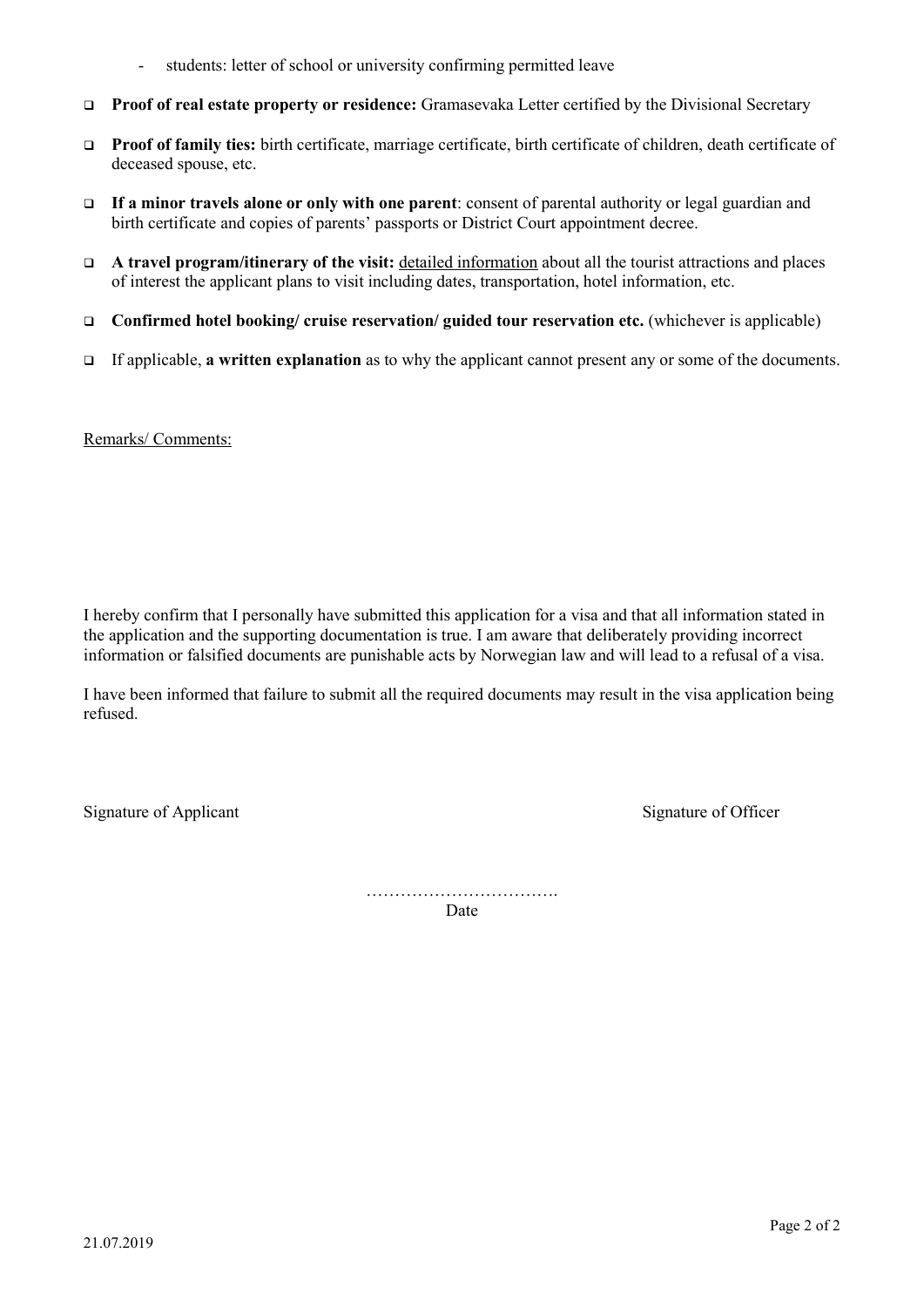- students: letter of school or university confirming permitted leave

- ☐ **Proof of real estate property or residence:** Gramasevaka Letter certified by the Divisional Secretary
- ☐ **Proof of family ties:** birth certificate, marriage certificate, birth certificate of children, death certificate of deceased spouse, etc.
- ☐ **If a minor travels alone or only with one parent**: consent of parental authority or legal guardian and birth certificate and copies of parents' passports or District Court appointment decree.
- ☐ **A travel program/itinerary of the visit:** detailed information about all the tourist attractions and places of interest the applicant plans to visit including dates, transportation, hotel information, etc.
- ☐ **Confirmed hotel booking/ cruise reservation/ guided tour reservation etc.** (whichever is applicable)
- ☐ If applicable, **a written explanation** as to why the applicant cannot present any or some of the documents.

Remarks/ Comments:

I hereby confirm that I personally have submitted this application for a visa and that all information stated in the application and the supporting documentation is true. I am aware that deliberately providing incorrect information or falsified documents are punishable acts by Norwegian law and will lead to a refusal of a visa.

I have been informed that failure to submit all the required documents may result in the visa application being refused.

Signature of Applicant                                                                 Signature of Officer

…………………………….

Date

21.07.2019